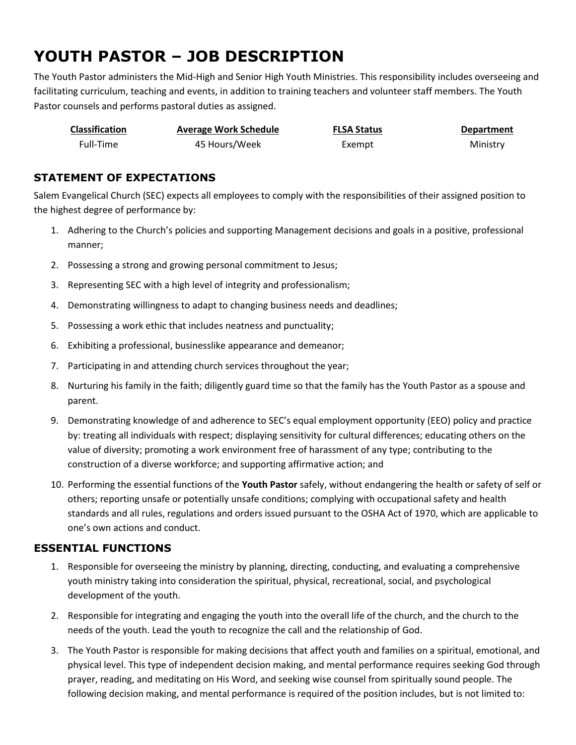# YOUTH PASTOR – JOB DESCRIPTION

The Youth Pastor administers the Mid-High and Senior High Youth Ministries. This responsibility includes overseeing and facilitating curriculum, teaching and events, in addition to training teachers and volunteer staff members. The Youth Pastor counsels and performs pastoral duties as assigned.

| Classification | Average Work Schedule | FLSA Status | Department |
|---|---|---|---|
| Full-Time | 45 Hours/Week | Exempt | Ministry |

## STATEMENT OF EXPECTATIONS

Salem Evangelical Church (SEC) expects all employees to comply with the responsibilities of their assigned position to the highest degree of performance by:

1. Adhering to the Church's policies and supporting Management decisions and goals in a positive, professional manner;
2. Possessing a strong and growing personal commitment to Jesus;
3. Representing SEC with a high level of integrity and professionalism;
4. Demonstrating willingness to adapt to changing business needs and deadlines;
5. Possessing a work ethic that includes neatness and punctuality;
6. Exhibiting a professional, businesslike appearance and demeanor;
7. Participating in and attending church services throughout the year;
8. Nurturing his family in the faith; diligently guard time so that the family has the Youth Pastor as a spouse and parent.
9. Demonstrating knowledge of and adherence to SEC's equal employment opportunity (EEO) policy and practice by: treating all individuals with respect; displaying sensitivity for cultural differences; educating others on the value of diversity; promoting a work environment free of harassment of any type; contributing to the construction of a diverse workforce; and supporting affirmative action; and
10. Performing the essential functions of the **Youth Pastor** safely, without endangering the health or safety of self or others; reporting unsafe or potentially unsafe conditions; complying with occupational safety and health standards and all rules, regulations and orders issued pursuant to the OSHA Act of 1970, which are applicable to one's own actions and conduct.

## ESSENTIAL FUNCTIONS

1. Responsible for overseeing the ministry by planning, directing, conducting, and evaluating a comprehensive youth ministry taking into consideration the spiritual, physical, recreational, social, and psychological development of the youth.
2. Responsible for integrating and engaging the youth into the overall life of the church, and the church to the needs of the youth. Lead the youth to recognize the call and the relationship of God.
3. The Youth Pastor is responsible for making decisions that affect youth and families on a spiritual, emotional, and physical level. This type of independent decision making, and mental performance requires seeking God through prayer, reading, and meditating on His Word, and seeking wise counsel from spiritually sound people. The following decision making, and mental performance is required of the position includes, but is not limited to: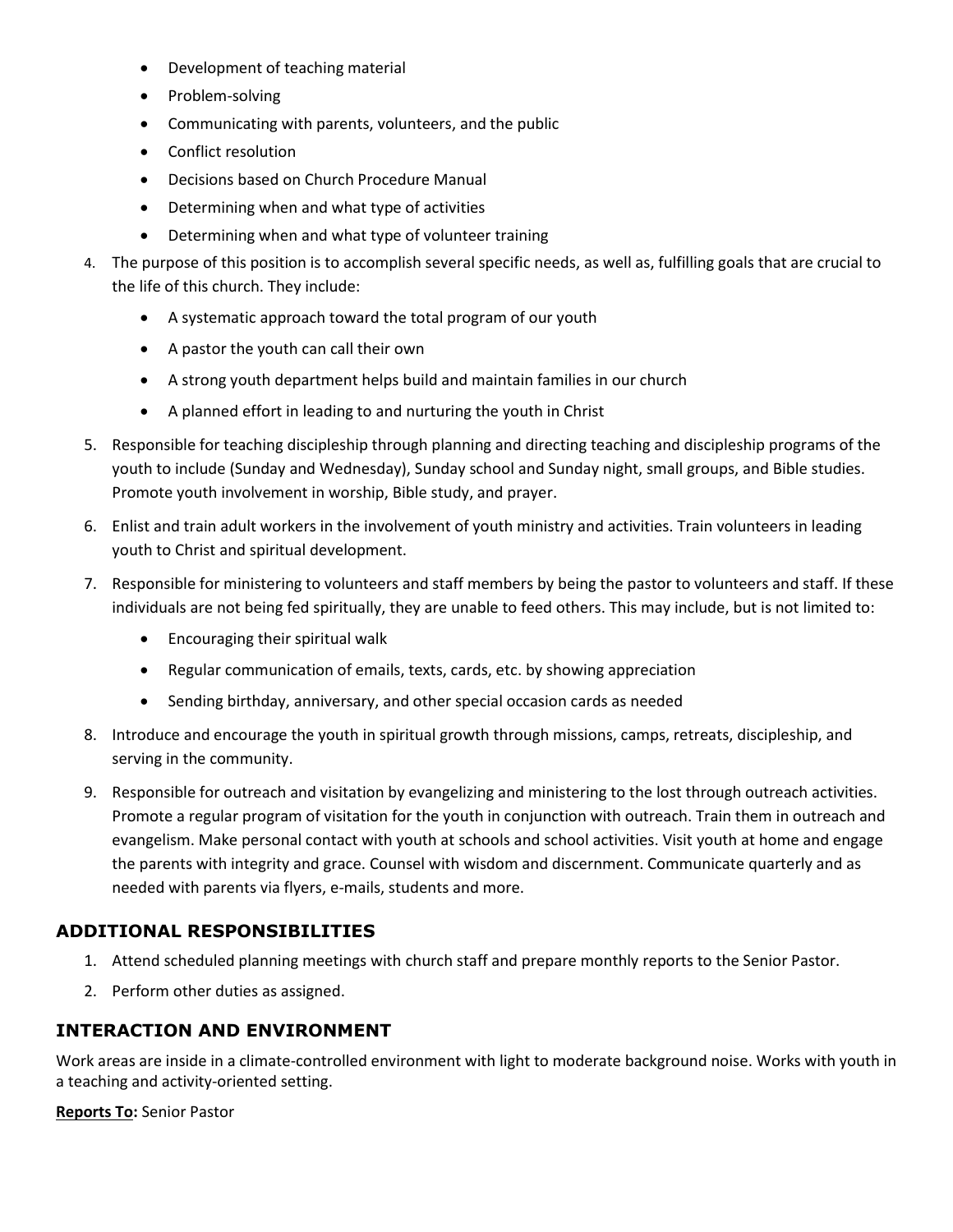- Development of teaching material
- Problem-solving
- Communicating with parents, volunteers, and the public
- Conflict resolution
- Decisions based on Church Procedure Manual
- Determining when and what type of activities
- Determining when and what type of volunteer training

4. The purpose of this position is to accomplish several specific needs, as well as, fulfilling goals that are crucial to the life of this church. They include:
   - A systematic approach toward the total program of our youth
   - A pastor the youth can call their own
   - A strong youth department helps build and maintain families in our church
   - A planned effort in leading to and nurturing the youth in Christ
5. Responsible for teaching discipleship through planning and directing teaching and discipleship programs of the youth to include (Sunday and Wednesday), Sunday school and Sunday night, small groups, and Bible studies. Promote youth involvement in worship, Bible study, and prayer.
6. Enlist and train adult workers in the involvement of youth ministry and activities. Train volunteers in leading youth to Christ and spiritual development.
7. Responsible for ministering to volunteers and staff members by being the pastor to volunteers and staff. If these individuals are not being fed spiritually, they are unable to feed others. This may include, but is not limited to:
   - Encouraging their spiritual walk
   - Regular communication of emails, texts, cards, etc. by showing appreciation
   - Sending birthday, anniversary, and other special occasion cards as needed
8. Introduce and encourage the youth in spiritual growth through missions, camps, retreats, discipleship, and serving in the community.
9. Responsible for outreach and visitation by evangelizing and ministering to the lost through outreach activities. Promote a regular program of visitation for the youth in conjunction with outreach. Train them in outreach and evangelism. Make personal contact with youth at schools and school activities. Visit youth at home and engage the parents with integrity and grace. Counsel with wisdom and discernment. Communicate quarterly and as needed with parents via flyers, e-mails, students and more.

## ADDITIONAL RESPONSIBILITIES

1. Attend scheduled planning meetings with church staff and prepare monthly reports to the Senior Pastor.
2. Perform other duties as assigned.

## INTERACTION AND ENVIRONMENT

Work areas are inside in a climate-controlled environment with light to moderate background noise. Works with youth in a teaching and activity-oriented setting.

**Reports To:** Senior Pastor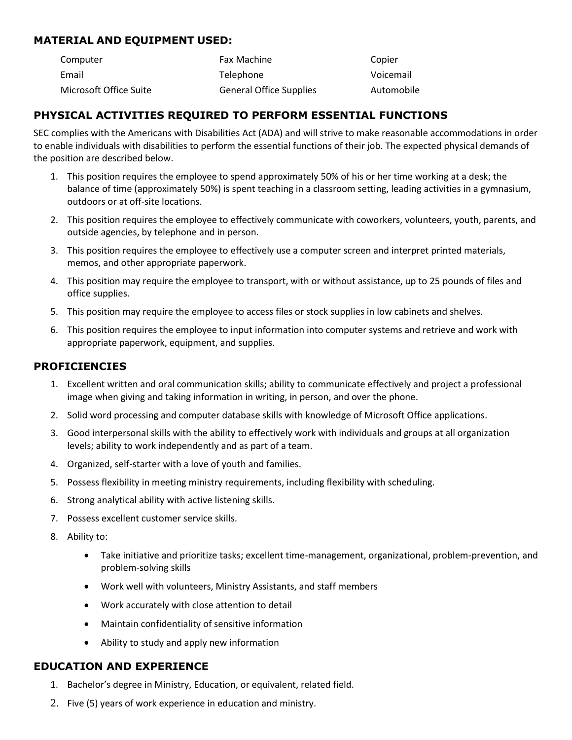## MATERIAL AND EQUIPMENT USED:

| | | |
|---|---|---|
| Computer | Fax Machine | Copier |
| Email | Telephone | Voicemail |
| Microsoft Office Suite | General Office Supplies | Automobile |

## PHYSICAL ACTIVITIES REQUIRED TO PERFORM ESSENTIAL FUNCTIONS

SEC complies with the Americans with Disabilities Act (ADA) and will strive to make reasonable accommodations in order to enable individuals with disabilities to perform the essential functions of their job. The expected physical demands of the position are described below.

1. This position requires the employee to spend approximately 50% of his or her time working at a desk; the balance of time (approximately 50%) is spent teaching in a classroom setting, leading activities in a gymnasium, outdoors or at off-site locations.
2. This position requires the employee to effectively communicate with coworkers, volunteers, youth, parents, and outside agencies, by telephone and in person.
3. This position requires the employee to effectively use a computer screen and interpret printed materials, memos, and other appropriate paperwork.
4. This position may require the employee to transport, with or without assistance, up to 25 pounds of files and office supplies.
5. This position may require the employee to access files or stock supplies in low cabinets and shelves.
6. This position requires the employee to input information into computer systems and retrieve and work with appropriate paperwork, equipment, and supplies.

## PROFICIENCIES

1. Excellent written and oral communication skills; ability to communicate effectively and project a professional image when giving and taking information in writing, in person, and over the phone.
2. Solid word processing and computer database skills with knowledge of Microsoft Office applications.
3. Good interpersonal skills with the ability to effectively work with individuals and groups at all organization levels; ability to work independently and as part of a team.
4. Organized, self-starter with a love of youth and families.
5. Possess flexibility in meeting ministry requirements, including flexibility with scheduling.
6. Strong analytical ability with active listening skills.
7. Possess excellent customer service skills.
8. Ability to:
    - Take initiative and prioritize tasks; excellent time-management, organizational, problem-prevention, and problem-solving skills
    - Work well with volunteers, Ministry Assistants, and staff members
    - Work accurately with close attention to detail
    - Maintain confidentiality of sensitive information
    - Ability to study and apply new information

## EDUCATION AND EXPERIENCE

1. Bachelor's degree in Ministry, Education, or equivalent, related field.
2. Five (5) years of work experience in education and ministry.